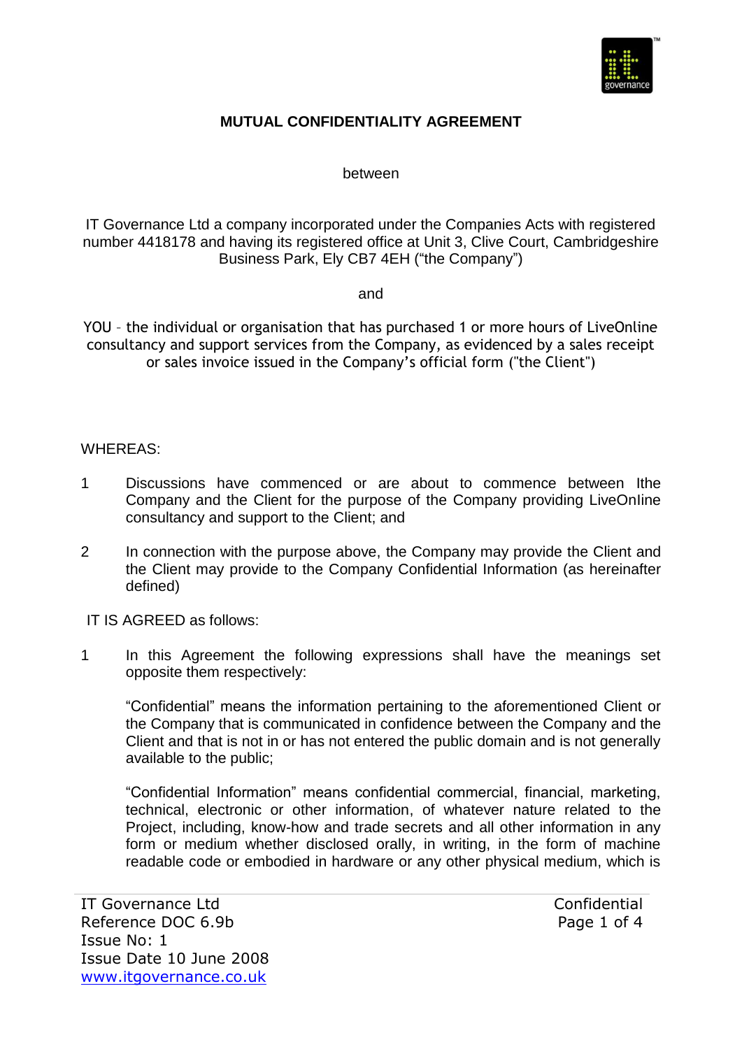# MUTUAL CONFIDENTIALITY AGREEMENT

between

IT Governance Ltd a company incorporated under the Companies Acts with registered number 4418178 and having its registered office at Unit 3, Clive Court, Cambridgeshire Business Park, Ely CB7 4EH ("the Company")

and

YOU – the individual or organisation that has purchased 1 or more hours of LiveOnline consultancy and support services from the Company, as evidenced by a sales receipt or sales invoice issued in the Company's official form ("the Client")

WHEREAS:

1. Discussions have commenced or are about to commence between Ithe Company and the Client for the purpose of the Company providing LiveOnIine consultancy and support to the Client; and

2. In connection with the purpose above, the Company may provide the Client and the Client may provide to the Company Confidential Information (as hereinafter defined)

IT IS AGREED as follows:

1. In this Agreement the following expressions shall have the meanings set opposite them respectively:

   "Confidential" means the information pertaining to the aforementioned Client or the Company that is communicated in confidence between the Company and the Client and that is not in or has not entered the public domain and is not generally available to the public;

   "Confidential Information" means confidential commercial, financial, marketing, technical, electronic or other information, of whatever nature related to the Project, including, know-how and trade secrets and all other information in any form or medium whether disclosed orally, in writing, in the form of machine readable code or embodied in hardware or any other physical medium, which is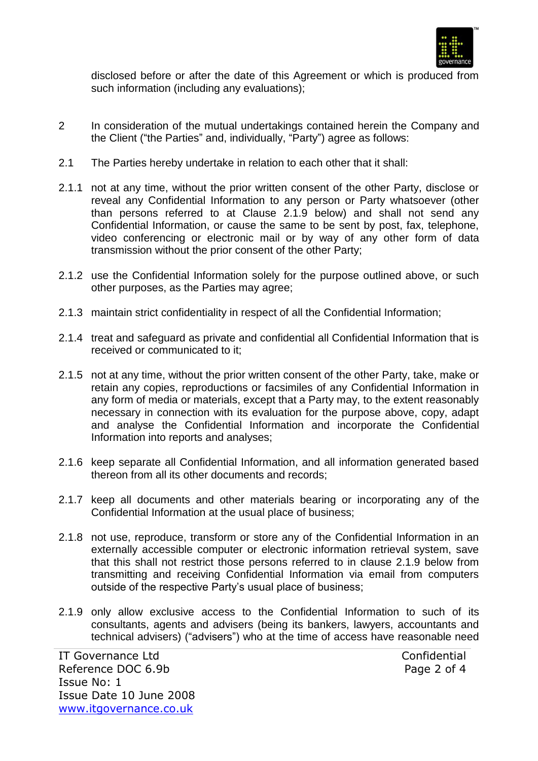disclosed before or after the date of this Agreement or which is produced from such information (including any evaluations);

2 In consideration of the mutual undertakings contained herein the Company and the Client ("the Parties" and, individually, "Party") agree as follows:

2.1 The Parties hereby undertake in relation to each other that it shall:

2.1.1 not at any time, without the prior written consent of the other Party, disclose or reveal any Confidential Information to any person or Party whatsoever (other than persons referred to at Clause 2.1.9 below) and shall not send any Confidential Information, or cause the same to be sent by post, fax, telephone, video conferencing or electronic mail or by way of any other form of data transmission without the prior consent of the other Party;

2.1.2 use the Confidential Information solely for the purpose outlined above, or such other purposes, as the Parties may agree;

2.1.3 maintain strict confidentiality in respect of all the Confidential Information;

2.1.4 treat and safeguard as private and confidential all Confidential Information that is received or communicated to it;

2.1.5 not at any time, without the prior written consent of the other Party, take, make or retain any copies, reproductions or facsimiles of any Confidential Information in any form of media or materials, except that a Party may, to the extent reasonably necessary in connection with its evaluation for the purpose above, copy, adapt and analyse the Confidential Information and incorporate the Confidential Information into reports and analyses;

2.1.6 keep separate all Confidential Information, and all information generated based thereon from all its other documents and records;

2.1.7 keep all documents and other materials bearing or incorporating any of the Confidential Information at the usual place of business;

2.1.8 not use, reproduce, transform or store any of the Confidential Information in an externally accessible computer or electronic information retrieval system, save that this shall not restrict those persons referred to in clause 2.1.9 below from transmitting and receiving Confidential Information via email from computers outside of the respective Party's usual place of business;

2.1.9 only allow exclusive access to the Confidential Information to such of its consultants, agents and advisers (being its bankers, lawyers, accountants and technical advisers) ("advisers") who at the time of access have reasonable need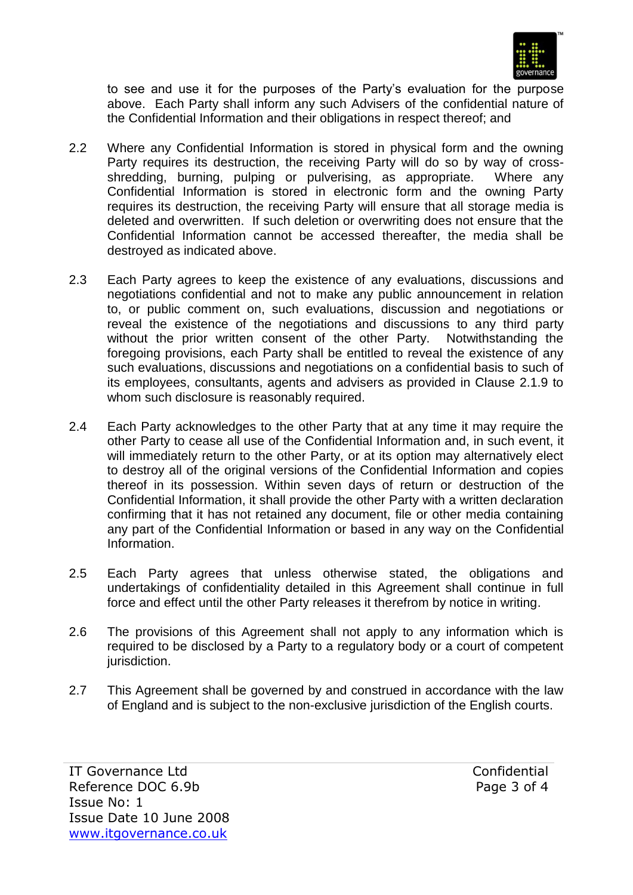to see and use it for the purposes of the Party's evaluation for the purpose above. Each Party shall inform any such Advisers of the confidential nature of the Confidential Information and their obligations in respect thereof; and

2.2 Where any Confidential Information is stored in physical form and the owning Party requires its destruction, the receiving Party will do so by way of cross-shredding, burning, pulping or pulverising, as appropriate. Where any Confidential Information is stored in electronic form and the owning Party requires its destruction, the receiving Party will ensure that all storage media is deleted and overwritten. If such deletion or overwriting does not ensure that the Confidential Information cannot be accessed thereafter, the media shall be destroyed as indicated above.

2.3 Each Party agrees to keep the existence of any evaluations, discussions and negotiations confidential and not to make any public announcement in relation to, or public comment on, such evaluations, discussion and negotiations or reveal the existence of the negotiations and discussions to any third party without the prior written consent of the other Party. Notwithstanding the foregoing provisions, each Party shall be entitled to reveal the existence of any such evaluations, discussions and negotiations on a confidential basis to such of its employees, consultants, agents and advisers as provided in Clause 2.1.9 to whom such disclosure is reasonably required.

2.4 Each Party acknowledges to the other Party that at any time it may require the other Party to cease all use of the Confidential Information and, in such event, it will immediately return to the other Party, or at its option may alternatively elect to destroy all of the original versions of the Confidential Information and copies thereof in its possession. Within seven days of return or destruction of the Confidential Information, it shall provide the other Party with a written declaration confirming that it has not retained any document, file or other media containing any part of the Confidential Information or based in any way on the Confidential Information.

2.5 Each Party agrees that unless otherwise stated, the obligations and undertakings of confidentiality detailed in this Agreement shall continue in full force and effect until the other Party releases it therefrom by notice in writing.

2.6 The provisions of this Agreement shall not apply to any information which is required to be disclosed by a Party to a regulatory body or a court of competent jurisdiction.

2.7 This Agreement shall be governed by and construed in accordance with the law of England and is subject to the non-exclusive jurisdiction of the English courts.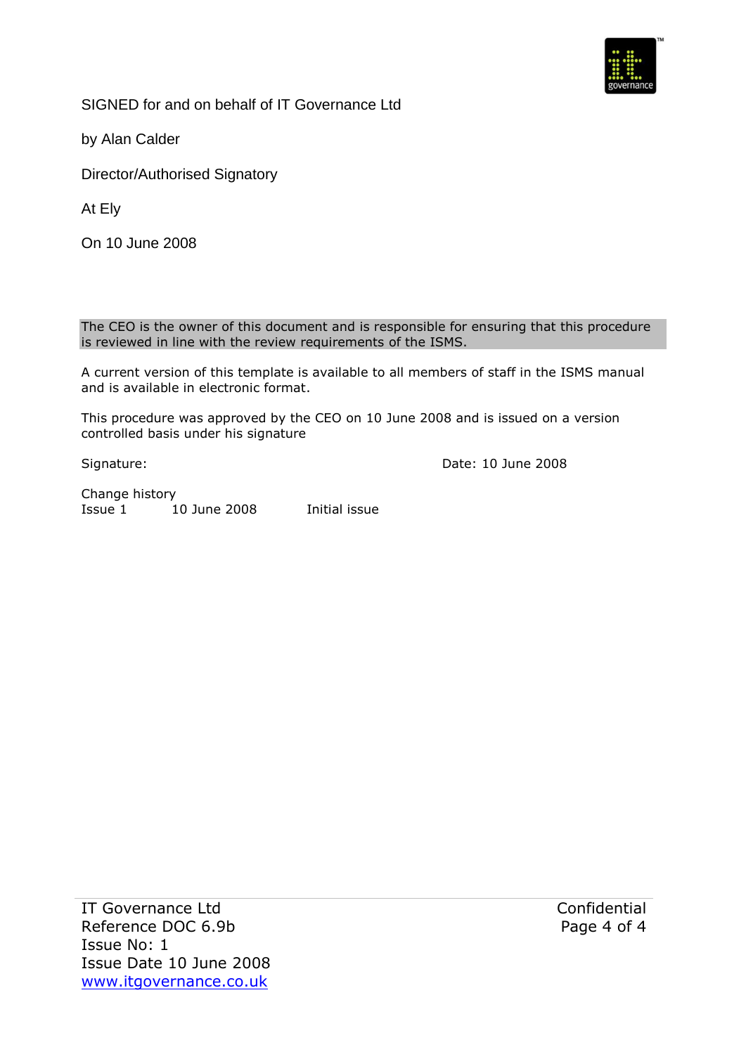SIGNED for and on behalf of IT Governance Ltd

by Alan Calder

Director/Authorised Signatory

At Ely

On 10 June 2008

The CEO is the owner of this document and is responsible for ensuring that this procedure is reviewed in line with the review requirements of the ISMS.

A current version of this template is available to all members of staff in the ISMS manual and is available in electronic format.

This procedure was approved by the CEO on 10 June 2008 and is issued on a version controlled basis under his signature

Signature: Date: 10 June 2008

Change history

| | | |
|---|---|---|
| Issue 1 | 10 June 2008 | Initial issue |